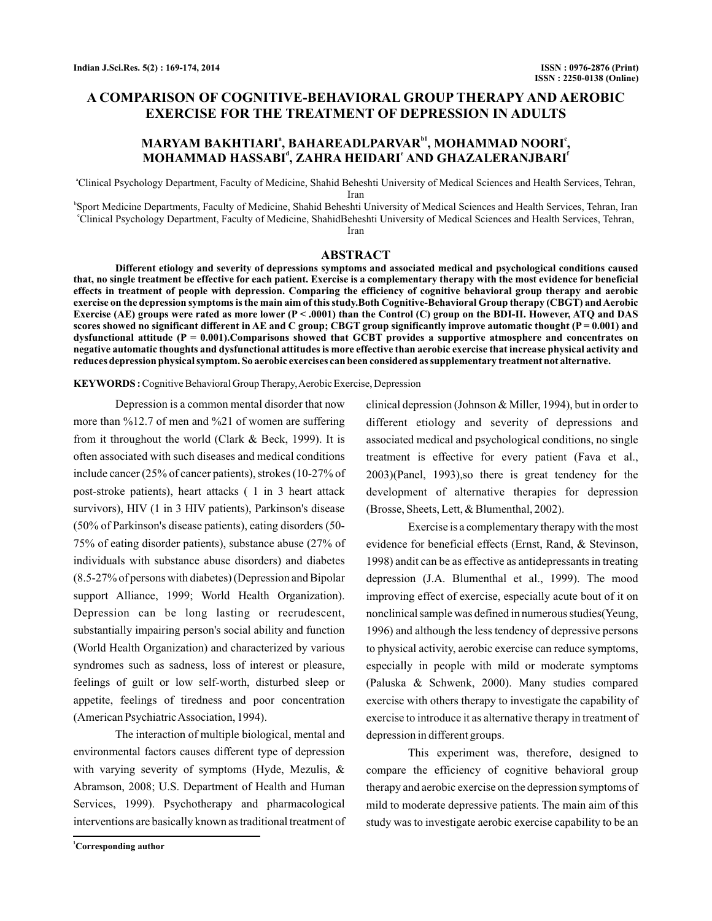# A COMPARISON OF COGNITIVE-BEHAVIORAL GROUP THERAPY AND AEROBIC EXERCISE FOR THE TREATMENT OF DEPRESSION IN ADULTS

**MARYAM BAKHTIARI[a], BAHAREADLPARVAR[b1], MOHAMMAD NOORI[c], MOHAMMAD HASSABI[d], ZAHRA HEIDARI[e] AND GHAZALERANJBARI[f]**

[a]Clinical Psychology Department, Faculty of Medicine, Shahid Beheshti University of Medical Sciences and Health Services, Tehran, Iran

[b]Sport Medicine Departments, Faculty of Medicine, Shahid Beheshti University of Medical Sciences and Health Services, Tehran, Iran

[c]Clinical Psychology Department, Faculty of Medicine, ShahidBeheshti University of Medical Sciences and Health Services, Tehran, Iran

## ABSTRACT

**Different etiology and severity of depressions symptoms and associated medical and psychological conditions caused that, no single treatment be effective for each patient. Exercise is a complementary therapy with the most evidence for beneficial effects in treatment of people with depression. Comparing the efficiency of cognitive behavioral group therapy and aerobic exercise on the depression symptoms is the main aim of this study.Both Cognitive-Behavioral Group therapy (CBGT) and Aerobic Exercise (AE) groups were rated as more lower ($P < .0001$) than the Control (C) group on the BDI-II. However, ATQ and DAS scores showed no significant different in AE and C group; CBGT group significantly improve automatic thought ($P = 0.001$) and dysfunctional attitude ($P = 0.001$).Comparisons showed that GCBT provides a supportive atmosphere and concentrates on negative automatic thoughts and dysfunctional attitudes is more effective than aerobic exercise that increase physical activity and reduces depression physical symptom. So aerobic exercises can been considered as supplementary treatment not alternative.**

**KEYWORDS :** Cognitive Behavioral Group Therapy, Aerobic Exercise, Depression

Depression is a common mental disorder that now more than %12.7 of men and %21 of women are suffering from it throughout the world (Clark & Beck, 1999). It is often associated with such diseases and medical conditions include cancer (25% of cancer patients), strokes (10-27% of post-stroke patients), heart attacks ( 1 in 3 heart attack survivors), HIV (1 in 3 HIV patients), Parkinson's disease (50% of Parkinson's disease patients), eating disorders (50-75% of eating disorder patients), substance abuse (27% of individuals with substance abuse disorders) and diabetes (8.5-27% of persons with diabetes) (Depression and Bipolar support Alliance, 1999; World Health Organization). Depression can be long lasting or recrudescent, substantially impairing person's social ability and function (World Health Organization) and characterized by various syndromes such as sadness, loss of interest or pleasure, feelings of guilt or low self-worth, disturbed sleep or appetite, feelings of tiredness and poor concentration (American Psychiatric Association, 1994).

The interaction of multiple biological, mental and environmental factors causes different type of depression with varying severity of symptoms (Hyde, Mezulis, & Abramson, 2008; U.S. Department of Health and Human Services, 1999). Psychotherapy and pharmacological interventions are basically known as traditional treatment of clinical depression (Johnson & Miller, 1994), but in order to different etiology and severity of depressions and associated medical and psychological conditions, no single treatment is effective for every patient (Fava et al., 2003)(Panel, 1993),so there is great tendency for the development of alternative therapies for depression (Brosse, Sheets, Lett, & Blumenthal, 2002).

Exercise is a complementary therapy with the most evidence for beneficial effects (Ernst, Rand, & Stevinson, 1998) andit can be as effective as antidepressants in treating depression (J.A. Blumenthal et al., 1999). The mood improving effect of exercise, especially acute bout of it on nonclinical sample was defined in numerous studies(Yeung, 1996) and although the less tendency of depressive persons to physical activity, aerobic exercise can reduce symptoms, especially in people with mild or moderate symptoms (Paluska & Schwenk, 2000). Many studies compared exercise with others therapy to investigate the capability of exercise to introduce it as alternative therapy in treatment of depression in different groups.

This experiment was, therefore, designed to compare the efficiency of cognitive behavioral group therapy and aerobic exercise on the depression symptoms of mild to moderate depressive patients. The main aim of this study was to investigate aerobic exercise capability to be an

[1]Corresponding author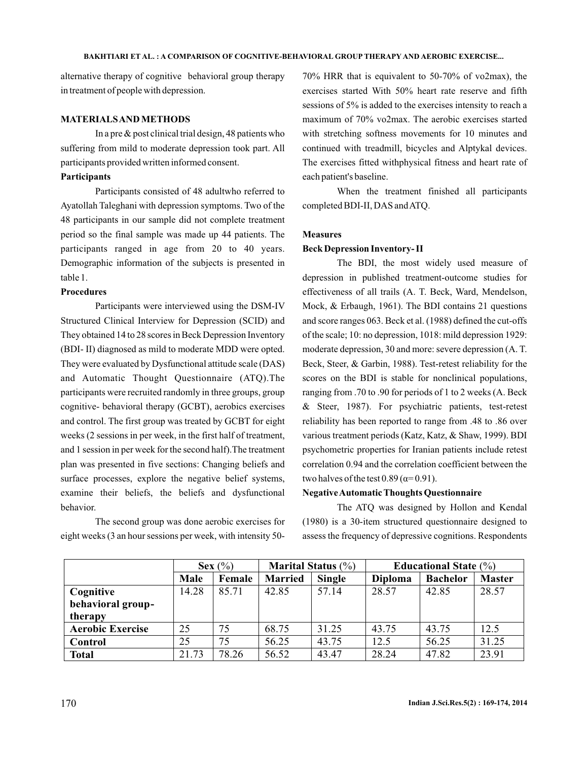alternative therapy of cognitive behavioral group therapy in treatment of people with depression.

## MATERIALS AND METHODS

In a pre & post clinical trial design, 48 patients who suffering from mild to moderate depression took part. All participants provided written informed consent.

### Participants

Participants consisted of 48 adultwho referred to Ayatollah Taleghani with depression symptoms. Two of the 48 participants in our sample did not complete treatment period so the final sample was made up 44 patients. The participants ranged in age from 20 to 40 years. Demographic information of the subjects is presented in table 1.

### Procedures

Participants were interviewed using the DSM-IV Structured Clinical Interview for Depression (SCID) and They obtained 14 to 28 scores in Beck Depression Inventory (BDI- II) diagnosed as mild to moderate MDD were opted. They were evaluated by Dysfunctional attitude scale (DAS) and Automatic Thought Questionnaire (ATQ).The participants were recruited randomly in three groups, group cognitive- behavioral therapy (GCBT), aerobics exercises and control. The first group was treated by GCBT for eight weeks (2 sessions in per week, in the first half of treatment, and 1 session in per week for the second half).The treatment plan was presented in five sections: Changing beliefs and surface processes, explore the negative belief systems, examine their beliefs, the beliefs and dysfunctional behavior.

The second group was done aerobic exercises for eight weeks (3 an hour sessions per week, with intensity 50-70% HRR that is equivalent to 50-70% of vo2max), the exercises started With 50% heart rate reserve and fifth sessions of 5% is added to the exercises intensity to reach a maximum of 70% vo2max. The aerobic exercises started with stretching softness movements for 10 minutes and continued with treadmill, bicycles and Alptykal devices. The exercises fitted withphysical fitness and heart rate of each patient's baseline.

When the treatment finished all participants completed BDI-II, DAS and ATQ.

### Measures

#### Beck Depression Inventory- II

The BDI, the most widely used measure of depression in published treatment-outcome studies for effectiveness of all trails (A. T. Beck, Ward, Mendelson, Mock, & Erbaugh, 1961). The BDI contains 21 questions and score ranges 063. Beck et al. (1988) defined the cut-offs of the scale; 10: no depression, 1018: mild depression 1929: moderate depression, 30 and more: severe depression (A. T. Beck, Steer, & Garbin, 1988). Test-retest reliability for the scores on the BDI is stable for nonclinical populations, ranging from .70 to .90 for periods of 1 to 2 weeks (A. Beck & Steer, 1987). For psychiatric patients, test-retest reliability has been reported to range from .48 to .86 over various treatment periods (Katz, Katz, & Shaw, 1999). BDI psychometric properties for Iranian patients include retest correlation 0.94 and the correlation coefficient between the two halves of the test 0.89 ($\alpha$= 0.91).

#### Negative Automatic Thoughts Questionnaire

The ATQ was designed by Hollon and Kendal (1980) is a 30-item structured questionnaire designed to assess the frequency of depressive cognitions. Respondents

| | Sex (%) | | Marital Status (%) | | Educational State (%) | | |
|---|---|---|---|---|---|---|---|
| | Male | Female | Married | Single | Diploma | Bachelor | Master |
| **Cognitive behavioral group-therapy** | 14.28 | 85.71 | 42.85 | 57.14 | 28.57 | 42.85 | 28.57 |
| **Aerobic Exercise** | 25 | 75 | 68.75 | 31.25 | 43.75 | 43.75 | 12.5 |
| **Control** | 25 | 75 | 56.25 | 43.75 | 12.5 | 56.25 | 31.25 |
| **Total** | 21.73 | 78.26 | 56.52 | 43.47 | 28.24 | 47.82 | 23.91 |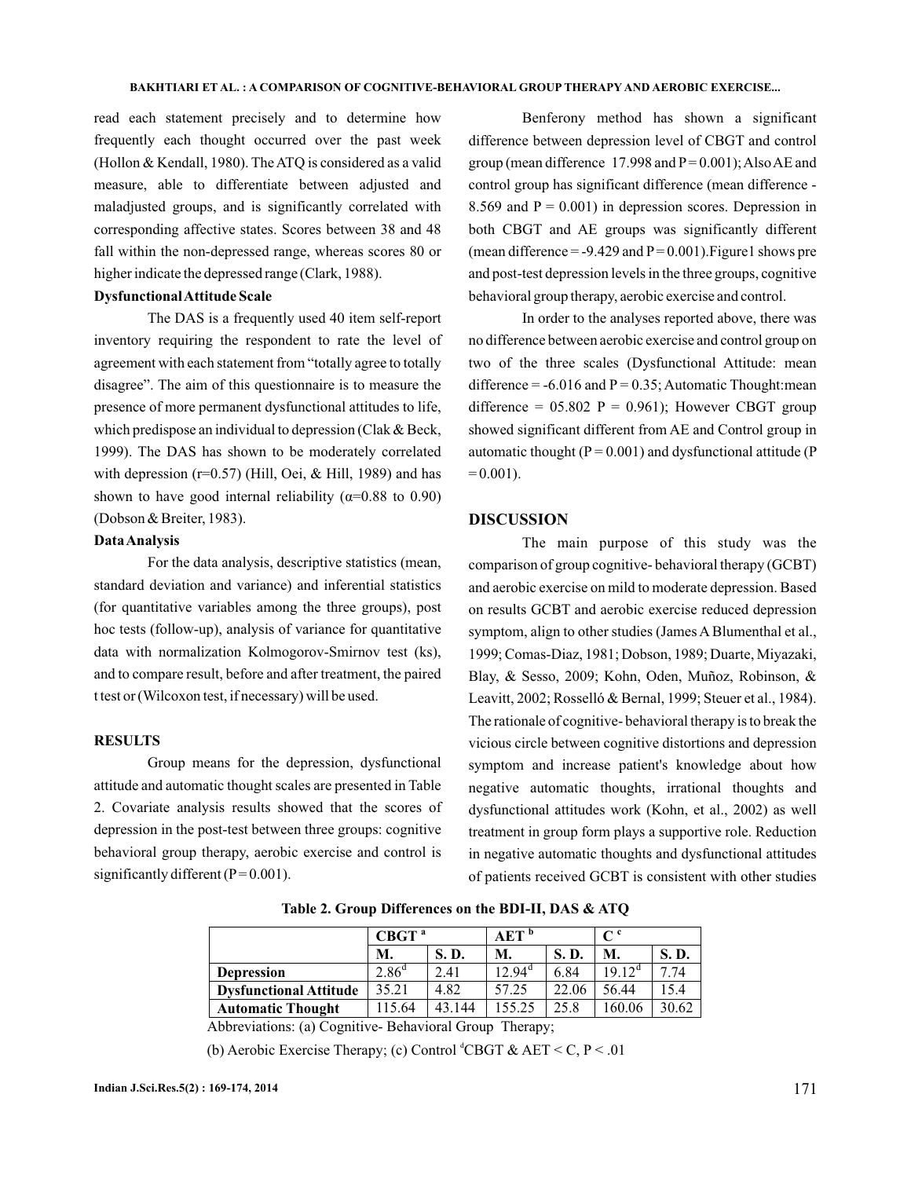read each statement precisely and to determine how frequently each thought occurred over the past week (Hollon & Kendall, 1980). The ATQ is considered as a valid measure, able to differentiate between adjusted and maladjusted groups, and is significantly correlated with corresponding affective states. Scores between 38 and 48 fall within the non-depressed range, whereas scores 80 or higher indicate the depressed range (Clark, 1988).

**Dysfunctional Attitude Scale**

The DAS is a frequently used 40 item self-report inventory requiring the respondent to rate the level of agreement with each statement from "totally agree to totally disagree". The aim of this questionnaire is to measure the presence of more permanent dysfunctional attitudes to life, which predispose an individual to depression (Clak & Beck, 1999). The DAS has shown to be moderately correlated with depression (r=0.57) (Hill, Oei, & Hill, 1989) and has shown to have good internal reliability (α=0.88 to 0.90) (Dobson & Breiter, 1983).

**Data Analysis**

For the data analysis, descriptive statistics (mean, standard deviation and variance) and inferential statistics (for quantitative variables among the three groups), post hoc tests (follow-up), analysis of variance for quantitative data with normalization Kolmogorov-Smirnov test (ks), and to compare result, before and after treatment, the paired t test or (Wilcoxon test, if necessary) will be used.

## RESULTS

Group means for the depression, dysfunctional attitude and automatic thought scales are presented in Table 2. Covariate analysis results showed that the scores of depression in the post-test between three groups: cognitive behavioral group therapy, aerobic exercise and control is significantly different (P = 0.001).

Benferony method has shown a significant difference between depression level of CBGT and control group (mean difference 17.998 and P = 0.001); Also AE and control group has significant difference (mean difference -8.569 and P = 0.001) in depression scores. Depression in both CBGT and AE groups was significantly different (mean difference = -9.429 and P = 0.001). Figure1 shows pre and post-test depression levels in the three groups, cognitive behavioral group therapy, aerobic exercise and control.

In order to the analyses reported above, there was no difference between aerobic exercise and control group on two of the three scales (Dysfunctional Attitude: mean difference = -6.016 and P = 0.35; Automatic Thought: mean difference = 05.802 P = 0.961); However CBGT group showed significant different from AE and Control group in automatic thought (P = 0.001) and dysfunctional attitude (P = 0.001).

## DISCUSSION

The main purpose of this study was the comparison of group cognitive- behavioral therapy (GCBT) and aerobic exercise on mild to moderate depression. Based on results GCBT and aerobic exercise reduced depression symptom, align to other studies (James A Blumenthal et al., 1999; Comas-Diaz, 1981; Dobson, 1989; Duarte, Miyazaki, Blay, & Sesso, 2009; Kohn, Oden, Muñoz, Robinson, & Leavitt, 2002; Rosselló & Bernal, 1999; Steuer et al., 1984). The rationale of cognitive- behavioral therapy is to break the vicious circle between cognitive distortions and depression symptom and increase patient's knowledge about how negative automatic thoughts, irrational thoughts and dysfunctional attitudes work (Kohn, et al., 2002) as well treatment in group form plays a supportive role. Reduction in negative automatic thoughts and dysfunctional attitudes of patients received GCBT is consistent with other studies

**Table 2. Group Differences on the BDI-II, DAS & ATQ**

| | CBGT [a] | | AET [b] | | C [c] | |
|---|---|---|---|---|---|---|
| | **M.** | **S. D.** | **M.** | **S. D.** | **M.** | **S. D.** |
| **Depression** | 2.86[d] | 2.41 | 12.94[d] | 6.84 | 19.12[d] | 7.74 |
| **Dysfunctional Attitude** | 35.21 | 4.82 | 57.25 | 22.06 | 56.44 | 15.4 |
| **Automatic Thought** | 115.64 | 43.144 | 155.25 | 25.8 | 160.06 | 30.62 |

Abbreviations: (a) Cognitive- Behavioral Group Therapy;

(b) Aerobic Exercise Therapy; (c) Control [d]CBGT & AET < C, P < .01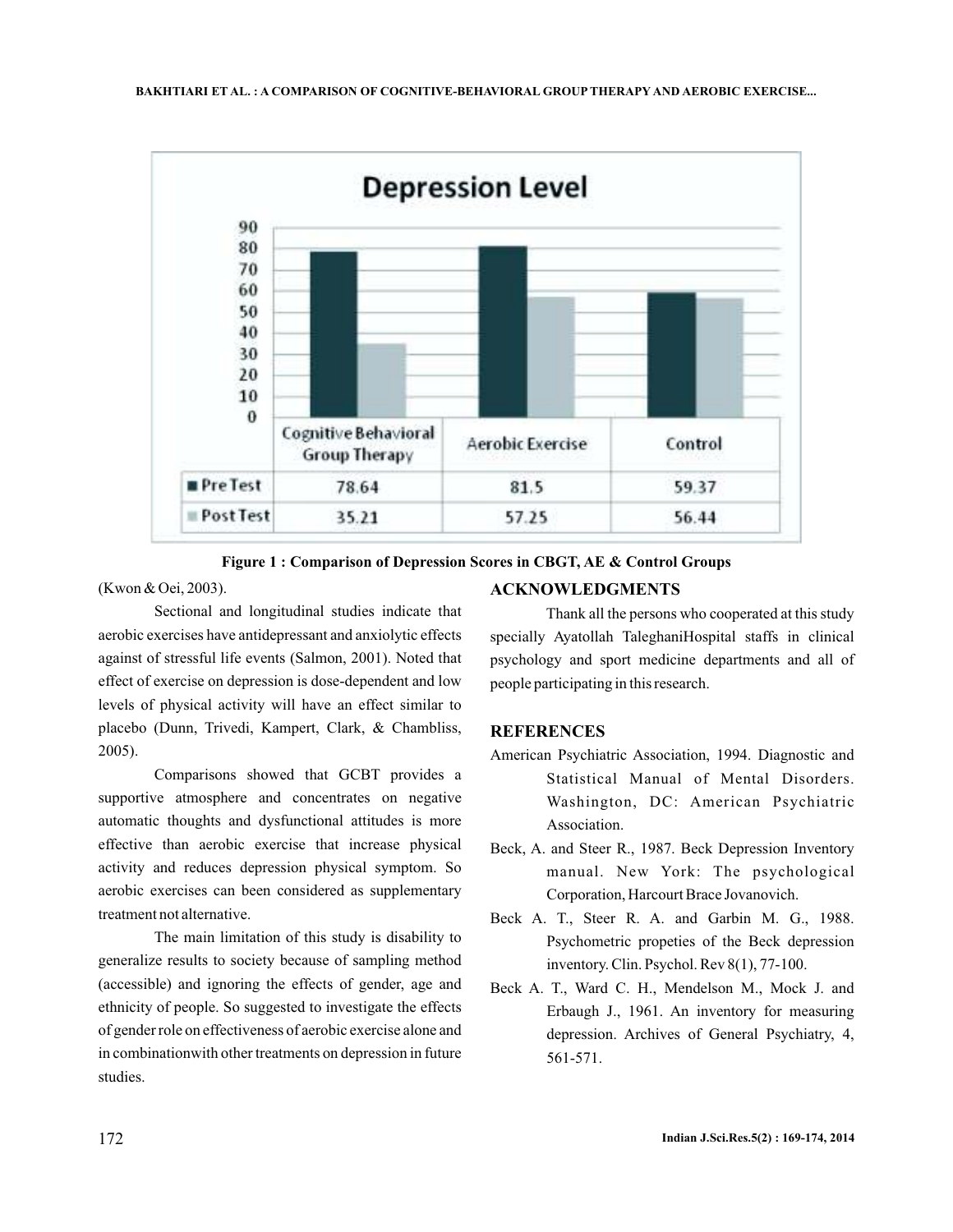| | Cognitive Behavioral Group Therapy | Aerobic Exercise | Control |
|---|---|---|---|
| Pre Test | 78.64 | 81.5 | 59.37 |
| Post Test | 35.21 | 57.25 | 56.44 |

**Figure 1 : Comparison of Depression Scores in CBGT, AE & Control Groups**

(Kwon & Oei, 2003).

Sectional and longitudinal studies indicate that aerobic exercises have antidepressant and anxiolytic effects against of stressful life events (Salmon, 2001). Noted that effect of exercise on depression is dose-dependent and low levels of physical activity will have an effect similar to placebo (Dunn, Trivedi, Kampert, Clark, & Chambliss, 2005).

Comparisons showed that GCBT provides a supportive atmosphere and concentrates on negative automatic thoughts and dysfunctional attitudes is more effective than aerobic exercise that increase physical activity and reduces depression physical symptom. So aerobic exercises can been considered as supplementary treatment not alternative.

The main limitation of this study is disability to generalize results to society because of sampling method (accessible) and ignoring the effects of gender, age and ethnicity of people. So suggested to investigate the effects of gender role on effectiveness of aerobic exercise alone and in combinationwith other treatments on depression in future studies.

## ACKNOWLEDGMENTS

Thank all the persons who cooperated at this study specially Ayatollah TaleghaniHospital staffs in clinical psychology and sport medicine departments and all of people participating in this research.

## REFERENCES

American Psychiatric Association, 1994. Diagnostic and Statistical Manual of Mental Disorders. Washington, DC: American Psychiatric Association.

Beck, A. and Steer R., 1987. Beck Depression Inventory manual. New York: The psychological Corporation, Harcourt Brace Jovanovich.

Beck A. T., Steer R. A. and Garbin M. G., 1988. Psychometric propeties of the Beck depression inventory. Clin. Psychol. Rev 8(1), 77-100.

Beck A. T., Ward C. H., Mendelson M., Mock J. and Erbaugh J., 1961. An inventory for measuring depression. Archives of General Psychiatry, 4, 561-571.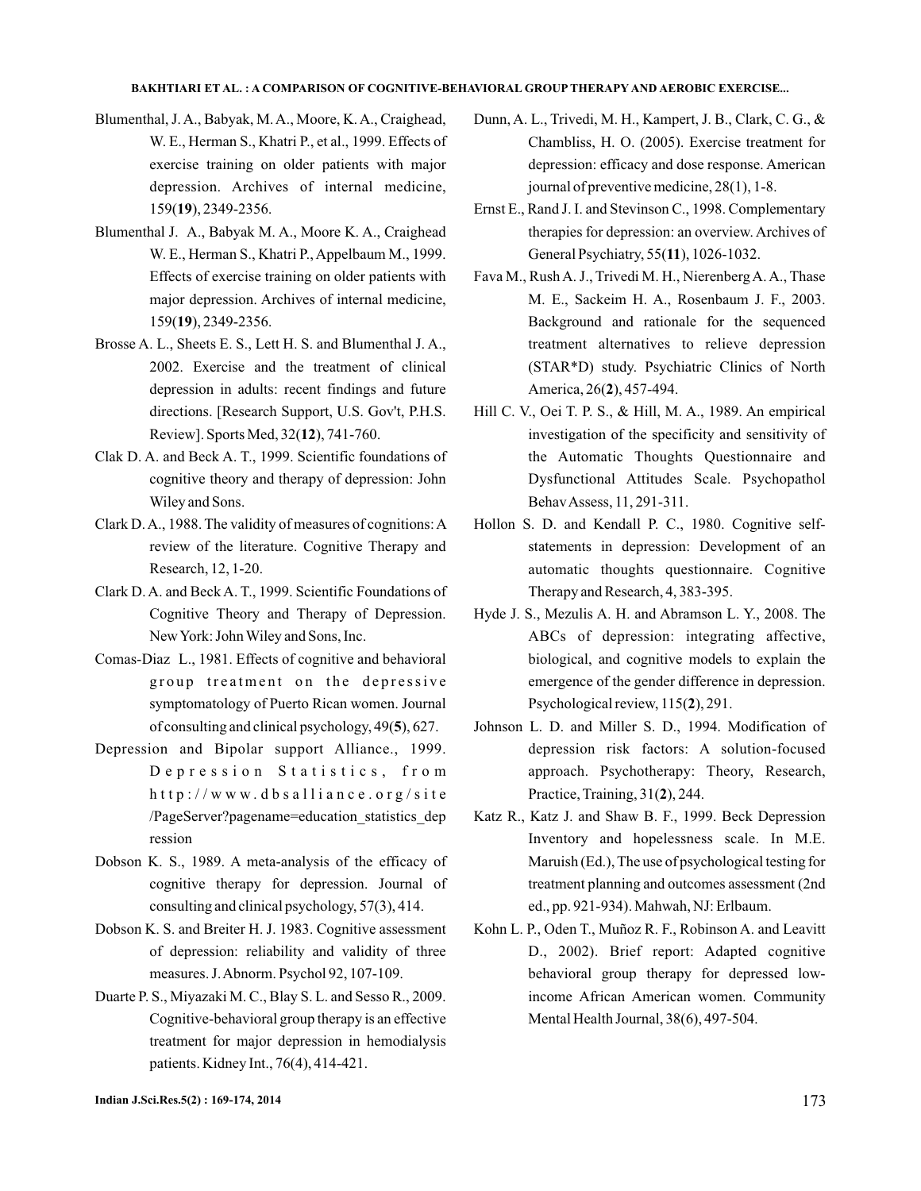Blumenthal, J. A., Babyak, M. A., Moore, K. A., Craighead, W. E., Herman S., Khatri P., et al., 1999. Effects of exercise training on older patients with major depression. Archives of internal medicine, 159(**19**), 2349-2356.

Blumenthal J. A., Babyak M. A., Moore K. A., Craighead W. E., Herman S., Khatri P., Appelbaum M., 1999. Effects of exercise training on older patients with major depression. Archives of internal medicine, 159(**19**), 2349-2356.

Brosse A. L., Sheets E. S., Lett H. S. and Blumenthal J. A., 2002. Exercise and the treatment of clinical depression in adults: recent findings and future directions. [Research Support, U.S. Gov't, P.H.S. Review]. Sports Med, 32(**12**), 741-760.

Clak D. A. and Beck A. T., 1999. Scientific foundations of cognitive theory and therapy of depression: John Wiley and Sons.

Clark D. A., 1988. The validity of measures of cognitions: A review of the literature. Cognitive Therapy and Research, 12, 1-20.

Clark D. A. and Beck A. T., 1999. Scientific Foundations of Cognitive Theory and Therapy of Depression. New York: John Wiley and Sons, Inc.

Comas-Diaz L., 1981. Effects of cognitive and behavioral group treatment on the depressive symptomatology of Puerto Rican women. Journal of consulting and clinical psychology, 49(**5**), 627.

Depression and Bipolar support Alliance., 1999. Depression Statistics, from http://www.dbsalliance.org/site/PageServer?pagename=education_statistics_depression

Dobson K. S., 1989. A meta-analysis of the efficacy of cognitive therapy for depression. Journal of consulting and clinical psychology, 57(3), 414.

Dobson K. S. and Breiter H. J. 1983. Cognitive assessment of depression: reliability and validity of three measures. J. Abnorm. Psychol 92, 107-109.

Duarte P. S., Miyazaki M. C., Blay S. L. and Sesso R., 2009. Cognitive-behavioral group therapy is an effective treatment for major depression in hemodialysis patients. Kidney Int., 76(4), 414-421.

Dunn, A. L., Trivedi, M. H., Kampert, J. B., Clark, C. G., & Chambliss, H. O. (2005). Exercise treatment for depression: efficacy and dose response. American journal of preventive medicine, 28(1), 1-8.

Ernst E., Rand J. I. and Stevinson C., 1998. Complementary therapies for depression: an overview. Archives of General Psychiatry, 55(**11**), 1026-1032.

Fava M., Rush A. J., Trivedi M. H., Nierenberg A. A., Thase M. E., Sackeim H. A., Rosenbaum J. F., 2003. Background and rationale for the sequenced treatment alternatives to relieve depression (STAR*D) study. Psychiatric Clinics of North America, 26(**2**), 457-494.

Hill C. V., Oei T. P. S., & Hill, M. A., 1989. An empirical investigation of the specificity and sensitivity of the Automatic Thoughts Questionnaire and Dysfunctional Attitudes Scale. Psychopathol Behav Assess, 11, 291-311.

Hollon S. D. and Kendall P. C., 1980. Cognitive self-statements in depression: Development of an automatic thoughts questionnaire. Cognitive Therapy and Research, 4, 383-395.

Hyde J. S., Mezulis A. H. and Abramson L. Y., 2008. The ABCs of depression: integrating affective, biological, and cognitive models to explain the emergence of the gender difference in depression. Psychological review, 115(**2**), 291.

Johnson L. D. and Miller S. D., 1994. Modification of depression risk factors: A solution-focused approach. Psychotherapy: Theory, Research, Practice, Training, 31(**2**), 244.

Katz R., Katz J. and Shaw B. F., 1999. Beck Depression Inventory and hopelessness scale. In M.E. Maruish (Ed.), The use of psychological testing for treatment planning and outcomes assessment (2nd ed., pp. 921-934). Mahwah, NJ: Erlbaum.

Kohn L. P., Oden T., Muñoz R. F., Robinson A. and Leavitt D., 2002). Brief report: Adapted cognitive behavioral group therapy for depressed low-income African American women. Community Mental Health Journal, 38(6), 497-504.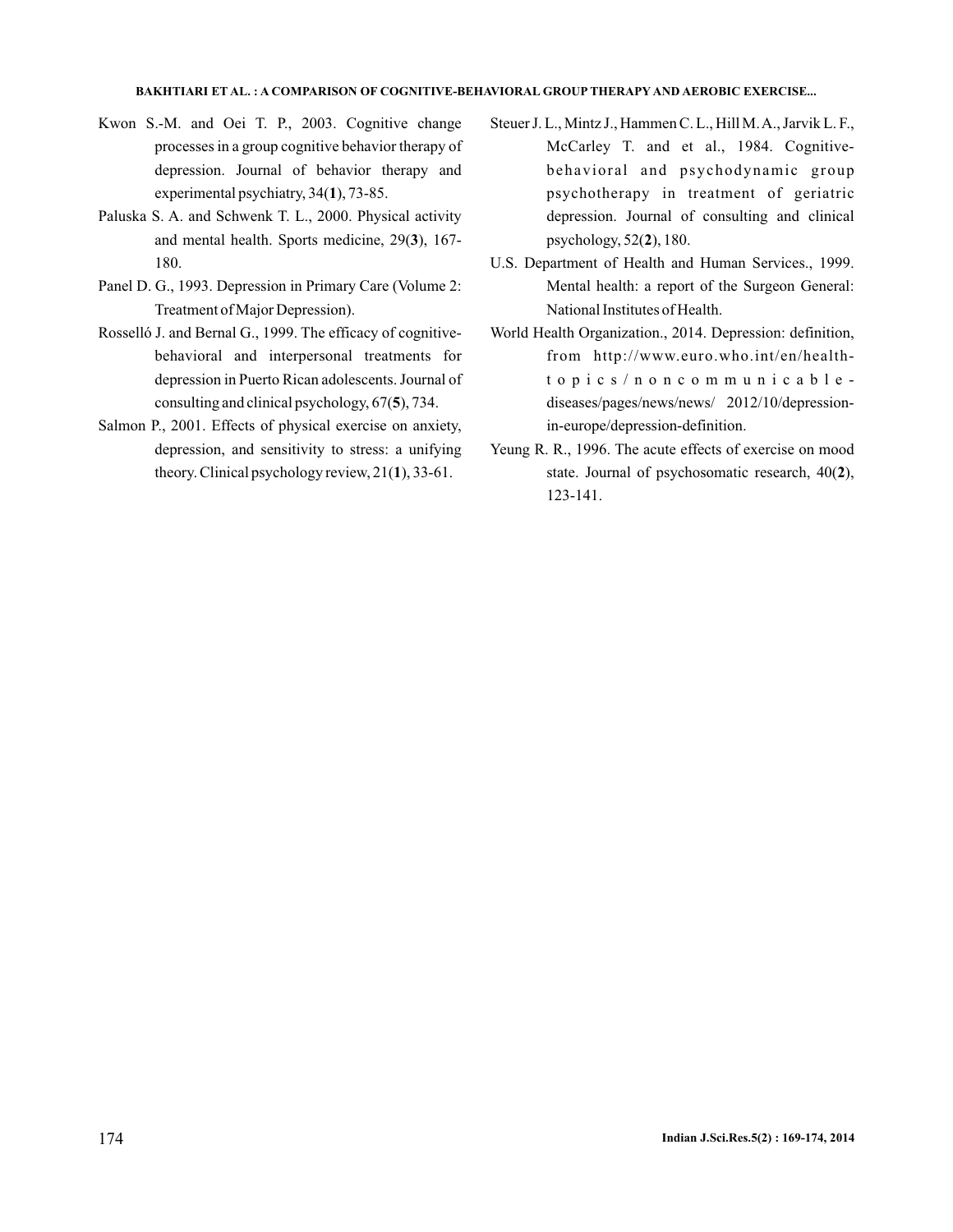Kwon S.-M. and Oei T. P., 2003. Cognitive change processes in a group cognitive behavior therapy of depression. Journal of behavior therapy and experimental psychiatry, 34(**1**), 73-85.

Paluska S. A. and Schwenk T. L., 2000. Physical activity and mental health. Sports medicine, 29(**3**), 167-180.

Panel D. G., 1993. Depression in Primary Care (Volume 2: Treatment of Major Depression).

Rosselló J. and Bernal G., 1999. The efficacy of cognitive-behavioral and interpersonal treatments for depression in Puerto Rican adolescents. Journal of consulting and clinical psychology, 67(**5**), 734.

Salmon P., 2001. Effects of physical exercise on anxiety, depression, and sensitivity to stress: a unifying theory. Clinical psychology review, 21(**1**), 33-61.

Steuer J. L., Mintz J., Hammen C. L., Hill M. A., Jarvik L. F., McCarley T. and et al., 1984. Cognitive-behavioral and psychodynamic group psychotherapy in treatment of geriatric depression. Journal of consulting and clinical psychology, 52(**2**), 180.

U.S. Department of Health and Human Services., 1999. Mental health: a report of the Surgeon General: National Institutes of Health.

World Health Organization., 2014. Depression: definition, from http://www.euro.who.int/en/health-topics/noncommunicable-diseases/pages/news/news/ 2012/10/depression-in-europe/depression-definition.

Yeung R. R., 1996. The acute effects of exercise on mood state. Journal of psychosomatic research, 40(**2**), 123-141.